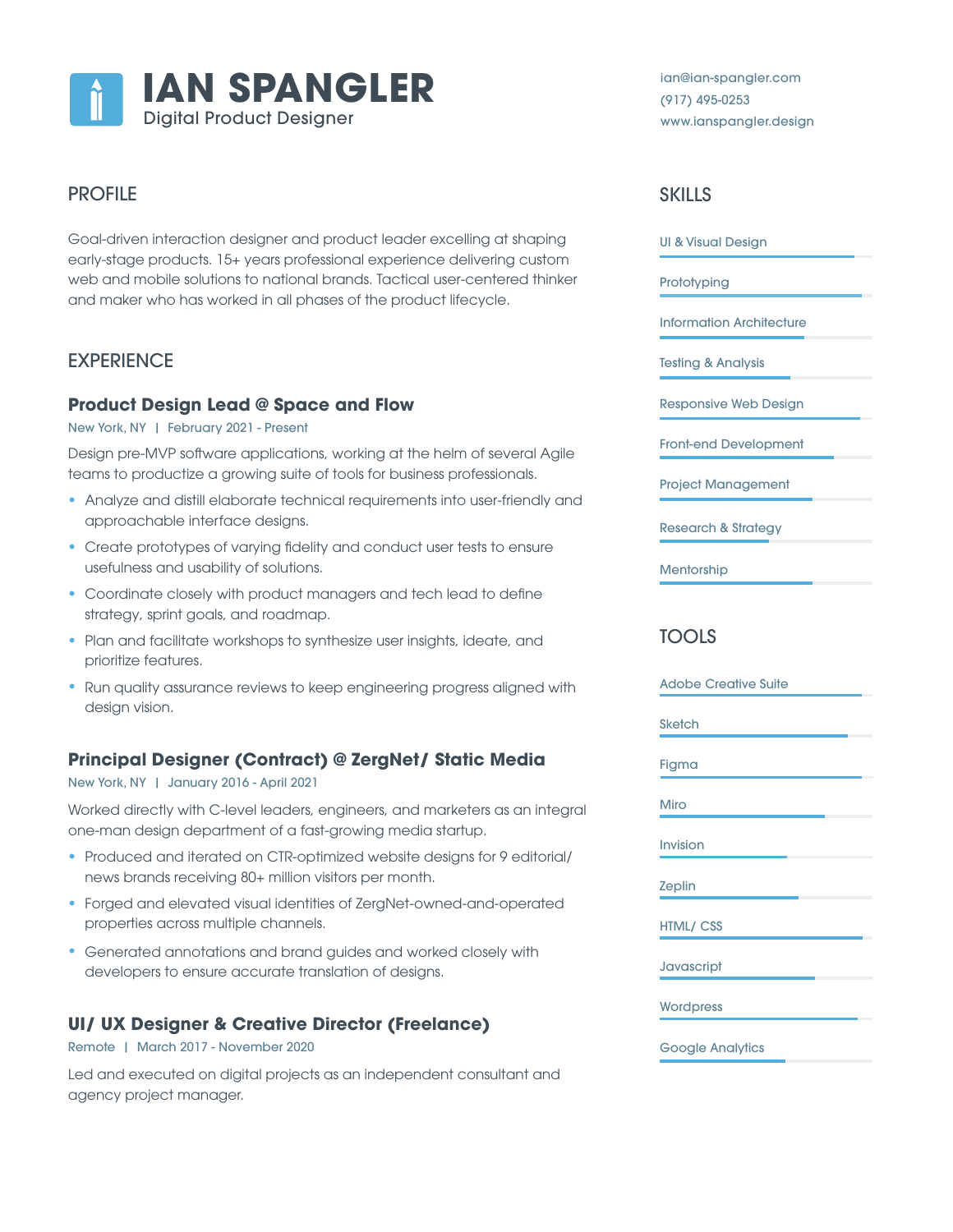# IAN SPANGLER

Digital Product Designer

ian@ian-spangler.com
(917) 495-0253
www.ianspangler.design

## PROFILE

Goal-driven interaction designer and product leader excelling at shaping early-stage products. 15+ years professional experience delivering custom web and mobile solutions to national brands. Tactical user-centered thinker and maker who has worked in all phases of the product lifecycle.

## EXPERIENCE

### Product Design Lead @ Space and Flow

New York, NY | February 2021 - Present

Design pre-MVP software applications, working at the helm of several Agile teams to productize a growing suite of tools for business professionals.

- Analyze and distill elaborate technical requirements into user-friendly and approachable interface designs.
- Create prototypes of varying fidelity and conduct user tests to ensure usefulness and usability of solutions.
- Coordinate closely with product managers and tech lead to define strategy, sprint goals, and roadmap.
- Plan and facilitate workshops to synthesize user insights, ideate, and prioritize features.
- Run quality assurance reviews to keep engineering progress aligned with design vision.

### Principal Designer (Contract) @ ZergNet/ Static Media

New York, NY | January 2016 - April 2021

Worked directly with C-level leaders, engineers, and marketers as an integral one-man design department of a fast-growing media startup.

- Produced and iterated on CTR-optimized website designs for 9 editorial/ news brands receiving 80+ million visitors per month.
- Forged and elevated visual identities of ZergNet-owned-and-operated properties across multiple channels.
- Generated annotations and brand guides and worked closely with developers to ensure accurate translation of designs.

### UI/ UX Designer & Creative Director (Freelance)

Remote | March 2017 - November 2020

Led and executed on digital projects as an independent consultant and agency project manager.

## SKILLS

- UI & Visual Design
- Prototyping
- Information Architecture
- Testing & Analysis
- Responsive Web Design
- Front-end Development
- Project Management
- Research & Strategy
- Mentorship

## TOOLS

- Adobe Creative Suite
- Sketch
- Figma
- Miro
- Invision
- Zeplin
- HTML/ CSS
- Javascript
- Wordpress
- Google Analytics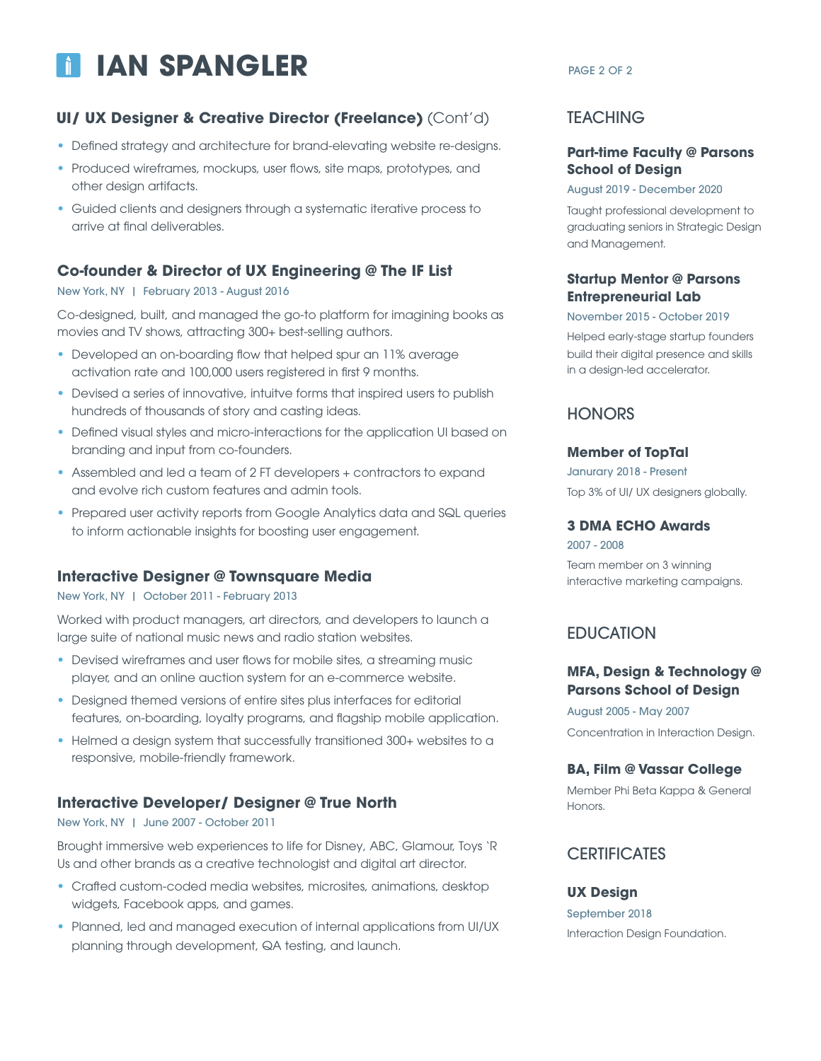# IAN SPANGLER

### UI/ UX Designer & Creative Director (Freelance) (Cont'd)

- Defined strategy and architecture for brand-elevating website re-designs.
- Produced wireframes, mockups, user flows, site maps, prototypes, and other design artifacts.
- Guided clients and designers through a systematic iterative process to arrive at final deliverables.

### Co-founder & Director of UX Engineering @ The IF List

New York, NY | February 2013 - August 2016

Co-designed, built, and managed the go-to platform for imagining books as movies and TV shows, attracting 300+ best-selling authors.

- Developed an on-boarding flow that helped spur an 11% average activation rate and 100,000 users registered in first 9 months.
- Devised a series of innovative, intuitve forms that inspired users to publish hundreds of thousands of story and casting ideas.
- Defined visual styles and micro-interactions for the application UI based on branding and input from co-founders.
- Assembled and led a team of 2 FT developers + contractors to expand and evolve rich custom features and admin tools.
- Prepared user activity reports from Google Analytics data and SQL queries to inform actionable insights for boosting user engagement.

### Interactive Designer @ Townsquare Media

New York, NY | October 2011 - February 2013

Worked with product managers, art directors, and developers to launch a large suite of national music news and radio station websites.

- Devised wireframes and user flows for mobile sites, a streaming music player, and an online auction system for an e-commerce website.
- Designed themed versions of entire sites plus interfaces for editorial features, on-boarding, loyalty programs, and flagship mobile application.
- Helmed a design system that successfully transitioned 300+ websites to a responsive, mobile-friendly framework.

### Interactive Developer/ Designer @ True North

New York, NY | June 2007 - October 2011

Brought immersive web experiences to life for Disney, ABC, Glamour, Toys 'R Us and other brands as a creative technologist and digital art director.

- Crafted custom-coded media websites, microsites, animations, desktop widgets, Facebook apps, and games.
- Planned, led and managed execution of internal applications from UI/UX planning through development, QA testing, and launch.

## TEACHING

### Part-time Faculty @ Parsons School of Design

August 2019 - December 2020

Taught professional development to graduating seniors in Strategic Design and Management.

### Startup Mentor @ Parsons Entrepreneurial Lab

November 2015 - October 2019

Helped early-stage startup founders build their digital presence and skills in a design-led accelerator.

## HONORS

### Member of TopTal

Janurary 2018 - Present

Top 3% of UI/ UX designers globally.

### 3 DMA ECHO Awards

2007 - 2008

Team member on 3 winning interactive marketing campaigns.

## EDUCATION

### MFA, Design & Technology @ Parsons School of Design

August 2005 - May 2007

Concentration in Interaction Design.

### BA, Film @ Vassar College

Member Phi Beta Kappa & General Honors.

## CERTIFICATES

### UX Design

September 2018

Interaction Design Foundation.